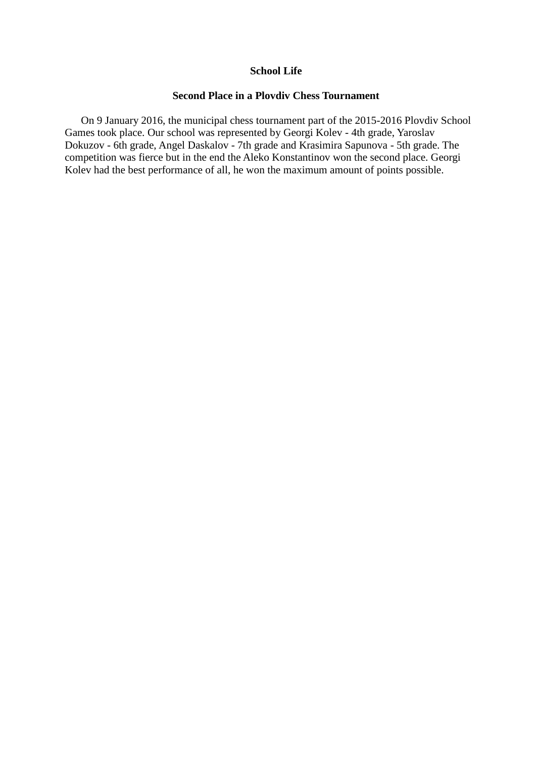**School Life**

**Second Place in a Plovdiv Chess Tournament**

On 9 January 2016, the municipal chess tournament part of the 2015-2016 Plovdiv School Games took place. Our school was represented by Georgi Kolev - 4th grade, Yaroslav Dokuzov - 6th grade, Angel Daskalov - 7th grade and Krasimira Sapunova - 5th grade. The competition was fierce but in the end the Aleko Konstantinov won the second place. Georgi Kolev had the best performance of all, he won the maximum amount of points possible.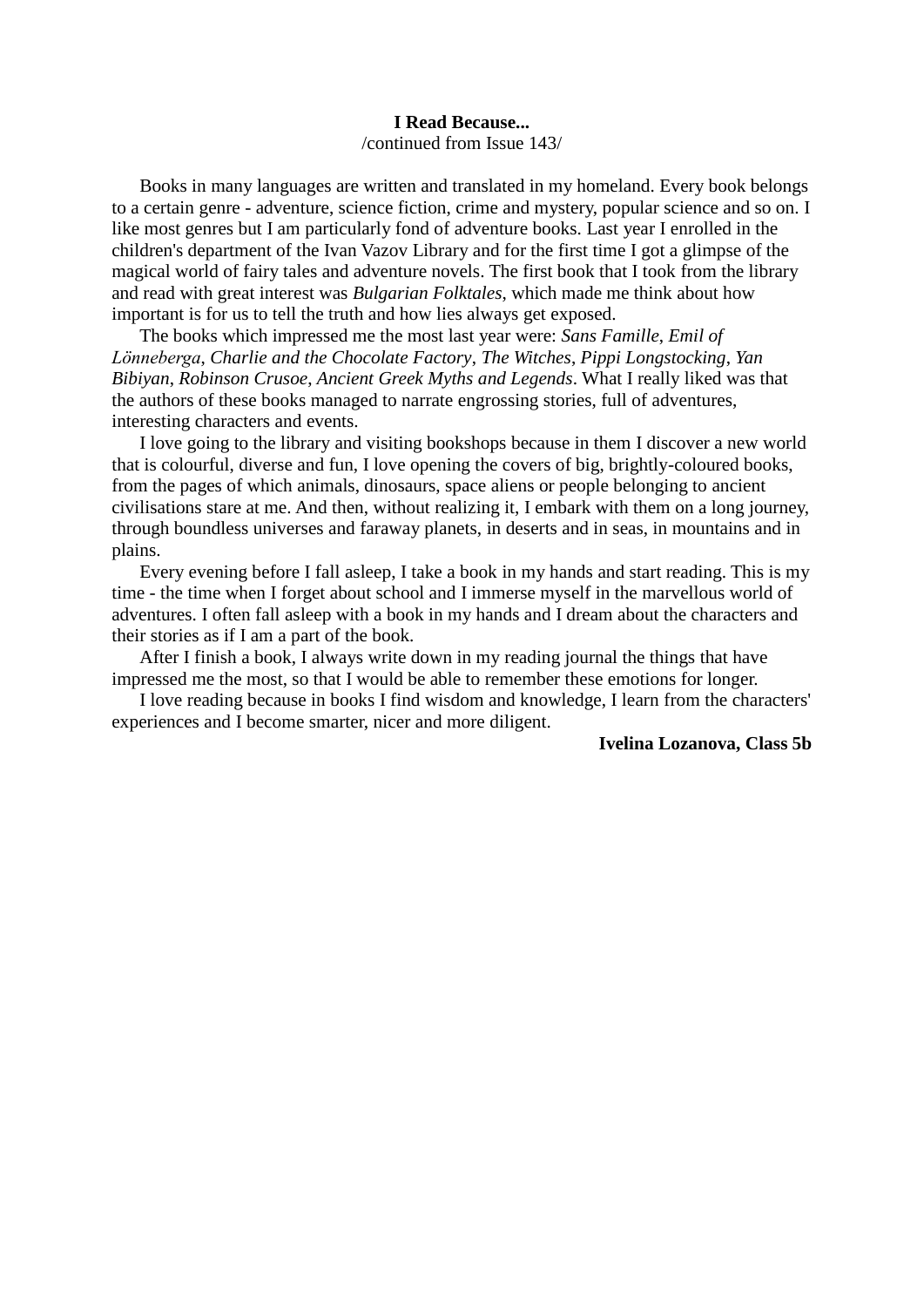**I Read Because...**

/continued from Issue 143/

Books in many languages are written and translated in my homeland. Every book belongs to a certain genre - adventure, science fiction, crime and mystery, popular science and so on. I like most genres but I am particularly fond of adventure books. Last year I enrolled in the children's department of the Ivan Vazov Library and for the first time I got a glimpse of the magical world of fairy tales and adventure novels. The first book that I took from the library and read with great interest was *Bulgarian Folktales*, which made me think about how important is for us to tell the truth and how lies always get exposed.

The books which impressed me the most last year were: *Sans Famille*, *Emil of Lönneberga*, *Charlie and the Chocolate Factory*, *The Witches*, *Pippi Longstocking*, *Yan Bibiyan*, *Robinson Crusoe*, *Ancient Greek Myths and Legends*. What I really liked was that the authors of these books managed to narrate engrossing stories, full of adventures, interesting characters and events.

I love going to the library and visiting bookshops because in them I discover a new world that is colourful, diverse and fun, I love opening the covers of big, brightly-coloured books, from the pages of which animals, dinosaurs, space aliens or people belonging to ancient civilisations stare at me. And then, without realizing it, I embark with them on a long journey, through boundless universes and faraway planets, in deserts and in seas, in mountains and in plains.

Every evening before I fall asleep, I take a book in my hands and start reading. This is my time - the time when I forget about school and I immerse myself in the marvellous world of adventures. I often fall asleep with a book in my hands and I dream about the characters and their stories as if I am a part of the book.

After I finish a book, I always write down in my reading journal the things that have impressed me the most, so that I would be able to remember these emotions for longer.

I love reading because in books I find wisdom and knowledge, I learn from the characters' experiences and I become smarter, nicer and more diligent.

**Ivelina Lozanova, Class 5b**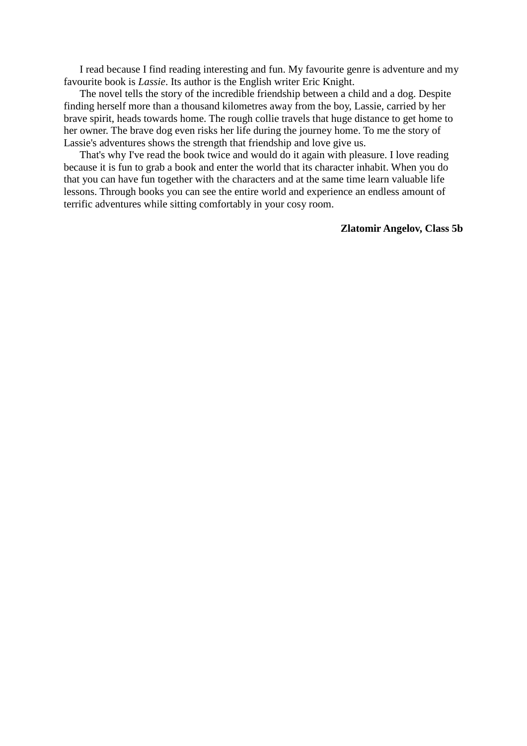I read because I find reading interesting and fun. My favourite genre is adventure and my favourite book is *Lassie*. Its author is the English writer Eric Knight.

The novel tells the story of the incredible friendship between a child and a dog. Despite finding herself more than a thousand kilometres away from the boy, Lassie, carried by her brave spirit, heads towards home. The rough collie travels that huge distance to get home to her owner. The brave dog even risks her life during the journey home. To me the story of Lassie's adventures shows the strength that friendship and love give us.

That's why I've read the book twice and would do it again with pleasure. I love reading because it is fun to grab a book and enter the world that its character inhabit. When you do that you can have fun together with the characters and at the same time learn valuable life lessons. Through books you can see the entire world and experience an endless amount of terrific adventures while sitting comfortably in your cosy room.

**Zlatomir Angelov, Class 5b**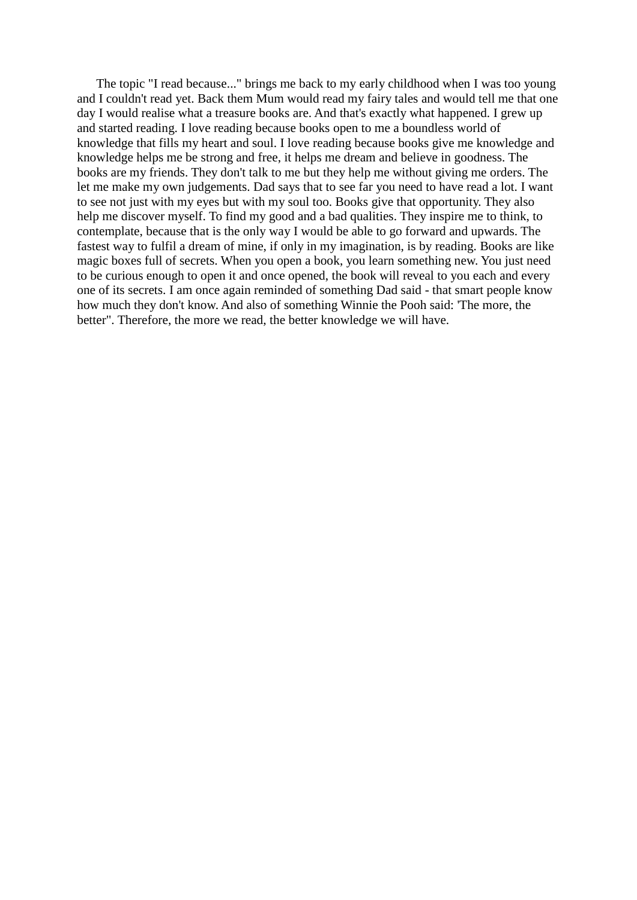The topic "I read because..." brings me back to my early childhood when I was too young and I couldn't read yet. Back them Mum would read my fairy tales and would tell me that one day I would realise what a treasure books are. And that's exactly what happened. I grew up and started reading. I love reading because books open to me a boundless world of knowledge that fills my heart and soul. I love reading because books give me knowledge and knowledge helps me be strong and free, it helps me dream and believe in goodness. The books are my friends. They don't talk to me but they help me without giving me orders. The let me make my own judgements. Dad says that to see far you need to have read a lot. I want to see not just with my eyes but with my soul too. Books give that opportunity. They also help me discover myself. To find my good and a bad qualities. They inspire me to think, to contemplate, because that is the only way I would be able to go forward and upwards. The fastest way to fulfil a dream of mine, if only in my imagination, is by reading. Books are like magic boxes full of secrets. When you open a book, you learn something new. You just need to be curious enough to open it and once opened, the book will reveal to you each and every one of its secrets. I am once again reminded of something Dad said - that smart people know how much they don't know. And also of something Winnie the Pooh said: 'The more, the better". Therefore, the more we read, the better knowledge we will have.